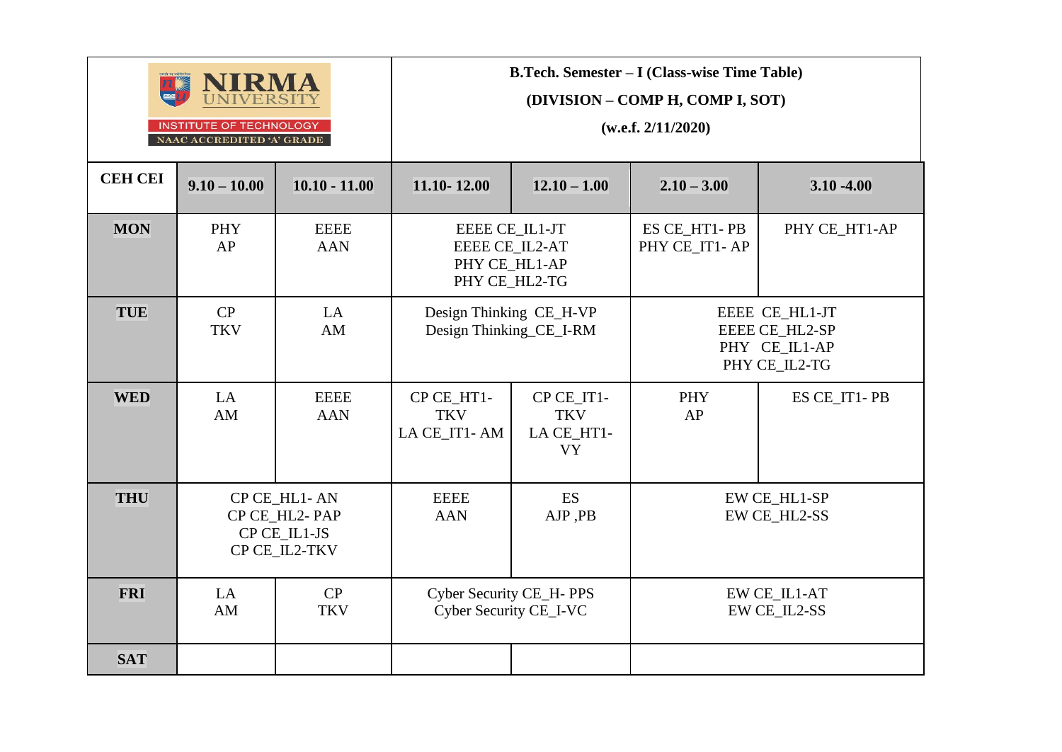NIRMA UNIVERSITY

INSTITUTE OF TECHNOLOGY

NAAC ACCREDITED 'A' GRADE

**B.Tech. Semester – I (Class-wise Time Table)**

**(DIVISION – COMP H, COMP I, SOT)**

**(w.e.f. 2/11/2020)**

| CEH CEI | 9.10 – 10.00 | 10.10 - 11.00 | 11.10- 12.00 | 12.10 – 1.00 | 2.10 – 3.00 | 3.10 -4.00 |
|---|---|---|---|---|---|---|
| **MON** | PHY AP | EEEE AAN | EEEE CE_IL1-JT<br>EEEE CE_IL2-AT<br>PHY CE_HL1-AP<br>PHY CE_HL2-TG | | ES CE_HT1- PB<br>PHY CE_IT1- AP | PHY CE_HT1-AP |
| **TUE** | CP TKV | LA AM | Design Thinking CE_H-VP<br>Design Thinking_CE_I-RM | | EEEE CE_HL1-JT<br>EEEE CE_HL2-SP<br>PHY CE_IL1-AP<br>PHY CE_IL2-TG | |
| **WED** | LA AM | EEEE AAN | CP CE_HT1- TKV<br>LA CE_IT1- AM | CP CE_IT1- TKV<br>LA CE_HT1- VY | PHY AP | ES CE_IT1- PB |
| **THU** | CP CE_HL1- AN<br>CP CE_HL2- PAP<br>CP CE_IL1-JS<br>CP CE_IL2-TKV | | EEEE AAN | ES AJP ,PB | EW CE_HL1-SP<br>EW CE_HL2-SS | |
| **FRI** | LA AM | CP TKV | Cyber Security CE_H- PPS<br>Cyber Security CE_I-VC | | EW CE_IL1-AT<br>EW CE_IL2-SS | |
| **SAT** | | | | | | |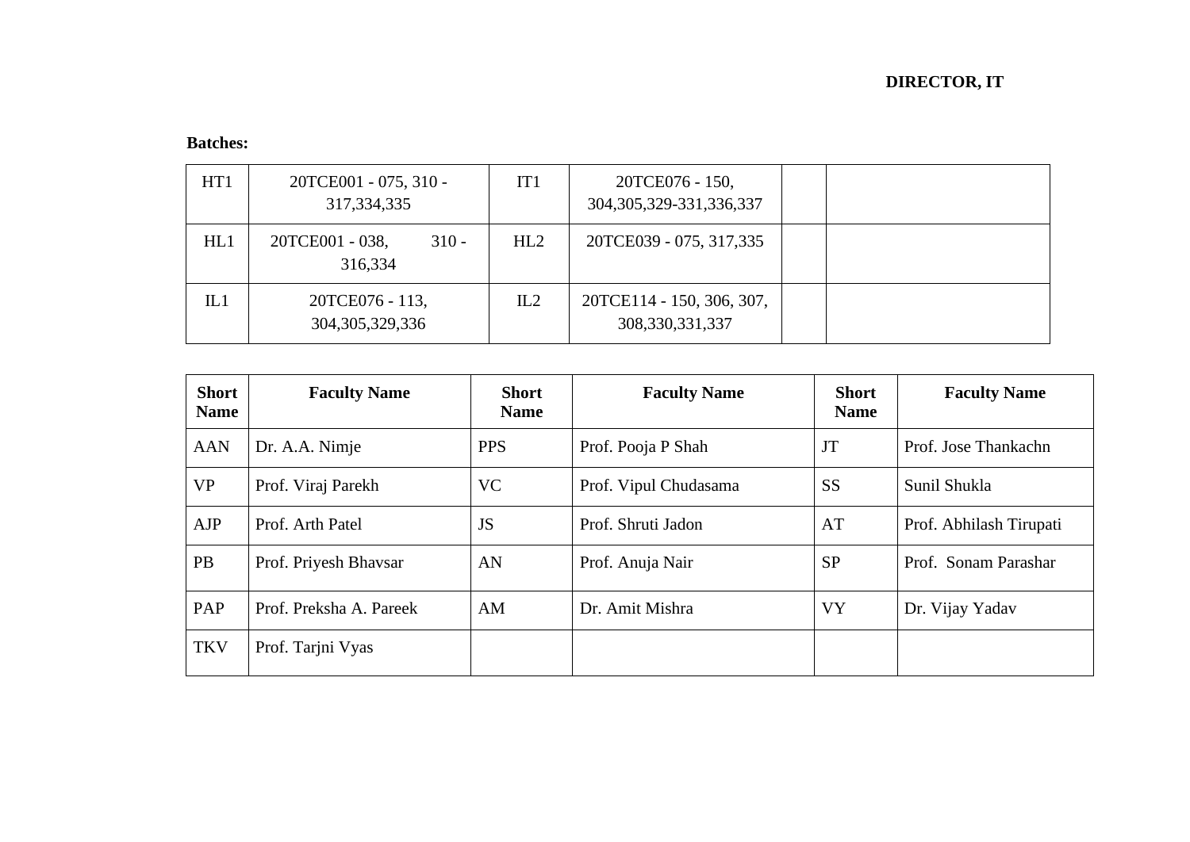**DIRECTOR, IT**

**Batches:**

| | | | | | |
|---|---|---|---|---|---|
| HT1 | 20TCE001 - 075, 310 - 317,334,335 | IT1 | 20TCE076 - 150, 304,305,329-331,336,337 | | |
| HL1 | 20TCE001 - 038, 310 - 316,334 | HL2 | 20TCE039 - 075, 317,335 | | |
| IL1 | 20TCE076 - 113, 304,305,329,336 | IL2 | 20TCE114 - 150, 306, 307, 308,330,331,337 | | |

| **Short Name** | **Faculty Name** | **Short Name** | **Faculty Name** | **Short Name** | **Faculty Name** |
|---|---|---|---|---|---|
| AAN | Dr. A.A. Nimje | PPS | Prof. Pooja P Shah | JT | Prof. Jose Thankachn |
| VP | Prof. Viraj Parekh | VC | Prof. Vipul Chudasama | SS | Sunil Shukla |
| AJP | Prof. Arth Patel | JS | Prof. Shruti Jadon | AT | Prof. Abhilash Tirupati |
| PB | Prof. Priyesh Bhavsar | AN | Prof. Anuja Nair | SP | Prof. Sonam Parashar |
| PAP | Prof. Preksha A. Pareek | AM | Dr. Amit Mishra | VY | Dr. Vijay Yadav |
| TKV | Prof. Tarjni Vyas | | | | |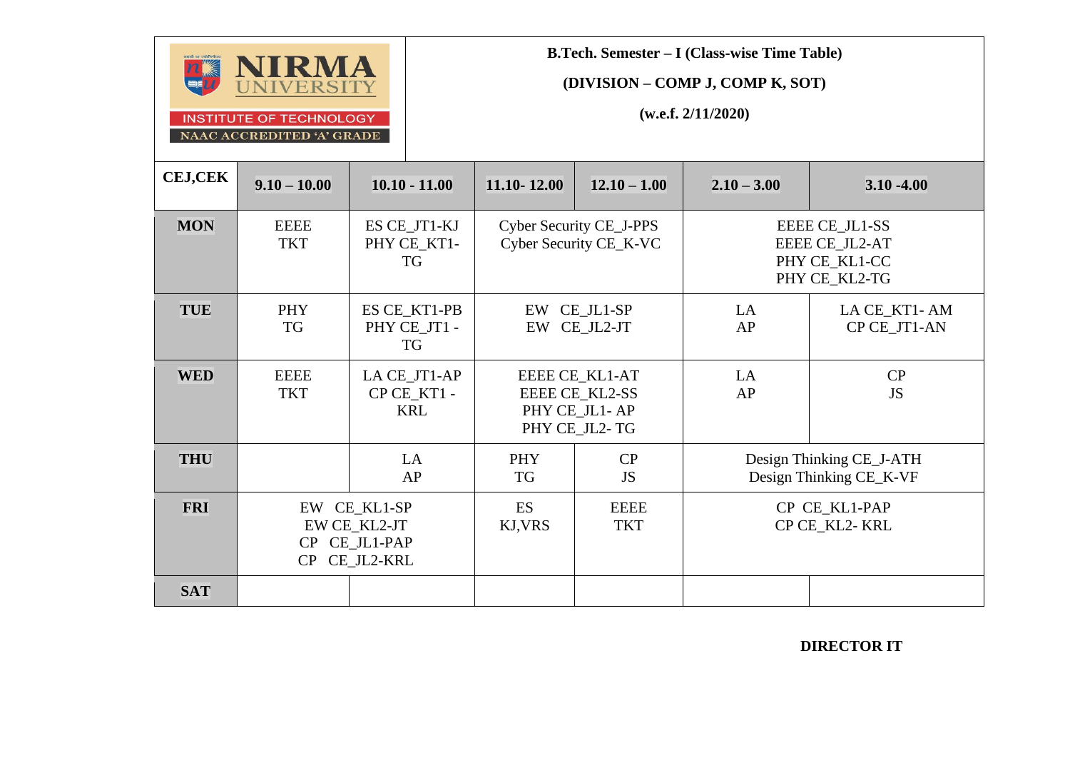NIRMA UNIVERSITY
INSTITUTE OF TECHNOLOGY
NAAC ACCREDITED 'A' GRADE

**B.Tech. Semester – I (Class-wise Time Table)**

**(DIVISION – COMP J, COMP K, SOT)**

**(w.e.f. 2/11/2020)**

| CEJ,CEK | 9.10 – 10.00 | 10.10 - 11.00 | 11.10- 12.00 | 12.10 – 1.00 | 2.10 – 3.00 | 3.10 -4.00 |
|---|---|---|---|---|---|---|
| MON | EEEE TKT | ES CE_JT1-KJ PHY CE_KT1-TG | Cyber Security CE_J-PPS Cyber Security CE_K-VC | | EEEE CE_JL1-SS EEEE CE_JL2-AT PHY CE_KL1-CC PHY CE_KL2-TG | |
| TUE | PHY TG | ES CE_KT1-PB PHY CE_JT1 - TG | EW CE_JL1-SP EW CE_JL2-JT | | LA AP | LA CE_KT1- AM CP CE_JT1-AN |
| WED | EEEE TKT | LA CE_JT1-AP CP CE_KT1 - KRL | EEEE CE_KL1-AT EEEE CE_KL2-SS PHY CE_JL1- AP PHY CE_JL2- TG | | LA AP | CP JS |
| THU | | LA AP | PHY TG | CP JS | Design Thinking CE_J-ATH Design Thinking CE_K-VF | |
| FRI | EW CE_KL1-SP EW CE_KL2-JT CP CE_JL1-PAP CP CE_JL2-KRL | | ES KJ,VRS | EEEE TKT | CP CE_KL1-PAP CP CE_KL2- KRL | |
| SAT | | | | | | |

**DIRECTOR IT**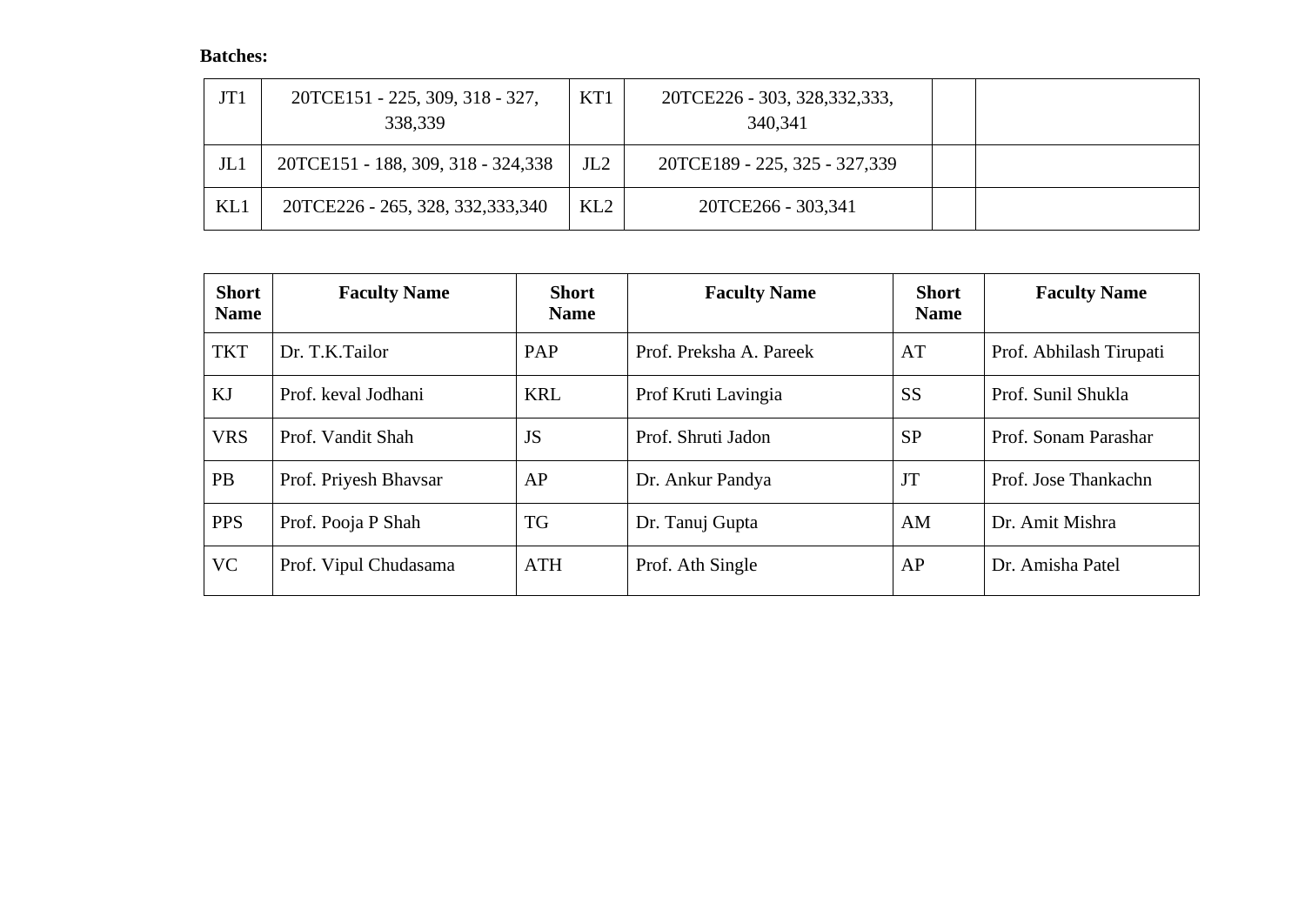**Batches:**

| JT1 | 20TCE151 - 225, 309, 318 - 327, 338,339 | KT1 | 20TCE226 - 303, 328,332,333, 340,341 | | |
|---|---|---|---|---|---|
| JL1 | 20TCE151 - 188, 309, 318 - 324,338 | JL2 | 20TCE189 - 225, 325 - 327,339 | | |
| KL1 | 20TCE226 - 265, 328, 332,333,340 | KL2 | 20TCE266 - 303,341 | | |

| Short Name | Faculty Name | Short Name | Faculty Name | Short Name | Faculty Name |
|---|---|---|---|---|---|
| TKT | Dr. T.K.Tailor | PAP | Prof. Preksha A. Pareek | AT | Prof. Abhilash Tirupati |
| KJ | Prof. keval Jodhani | KRL | Prof Kruti Lavingia | SS | Prof. Sunil Shukla |
| VRS | Prof. Vandit Shah | JS | Prof. Shruti Jadon | SP | Prof. Sonam Parashar |
| PB | Prof. Priyesh Bhavsar | AP | Dr. Ankur Pandya | JT | Prof. Jose Thankachn |
| PPS | Prof. Pooja P Shah | TG | Dr. Tanuj Gupta | AM | Dr. Amit Mishra |
| VC | Prof. Vipul Chudasama | ATH | Prof. Ath Single | AP | Dr. Amisha Patel |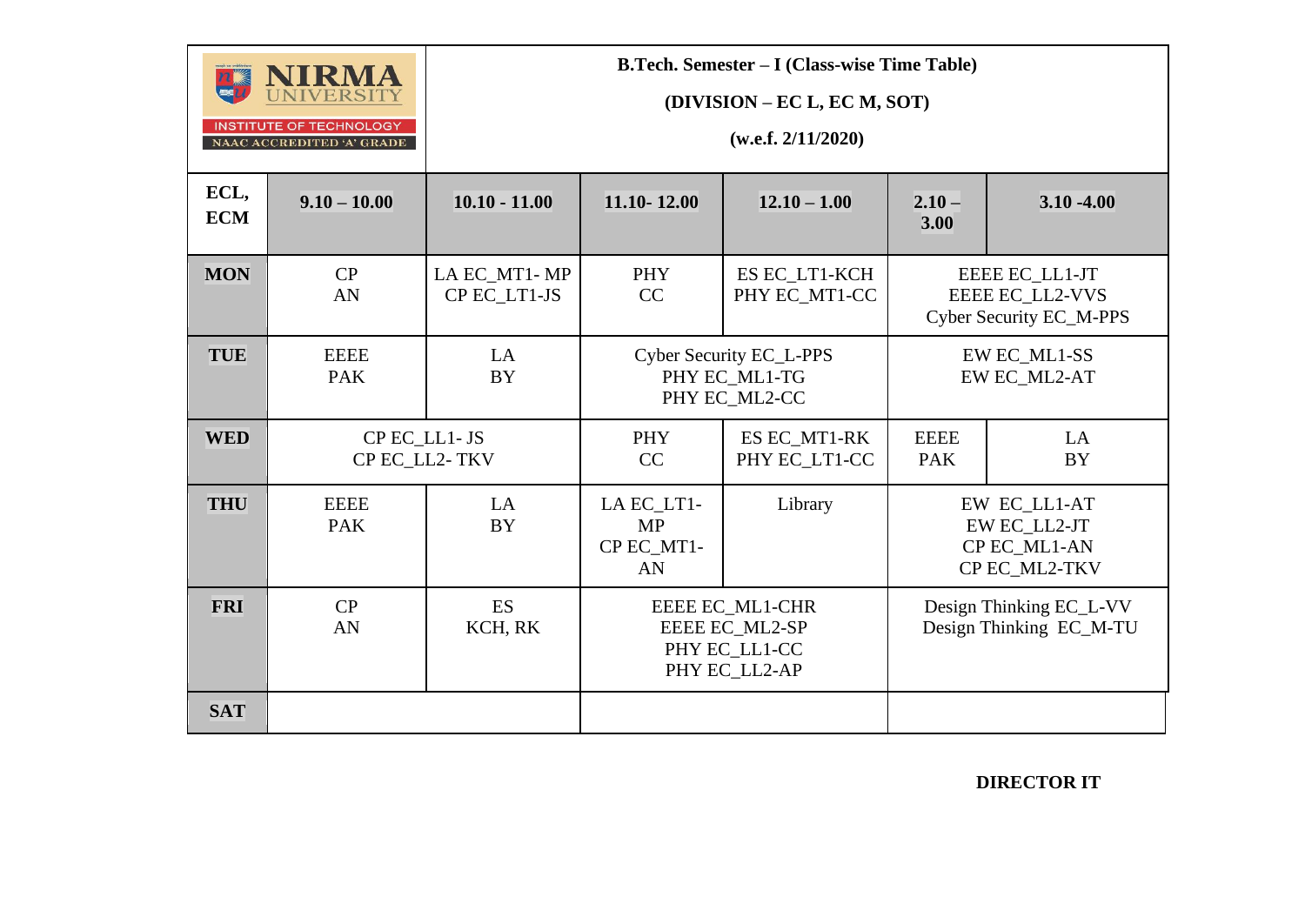**B.Tech. Semester – I (Class-wise Time Table)**

**(DIVISION – EC L, EC M, SOT)**

**(w.e.f. 2/11/2020)**

| ECL, ECM | 9.10 – 10.00 | 10.10 - 11.00 | 11.10- 12.00 | 12.10 – 1.00 | 2.10 – 3.00 | 3.10 -4.00 |
|---|---|---|---|---|---|---|
| **MON** | CP AN | LA EC_MT1- MP<br>CP EC_LT1-JS | PHY CC | ES EC_LT1-KCH<br>PHY EC_MT1-CC | EEEE EC_LL1-JT<br>EEEE EC_LL2-VVS<br>Cyber Security EC_M-PPS | |
| **TUE** | EEEE PAK | LA BY | Cyber Security EC_L-PPS<br>PHY EC_ML1-TG<br>PHY EC_ML2-CC | | EW EC_ML1-SS<br>EW EC_ML2-AT | |
| **WED** | CP EC_LL1- JS<br>CP EC_LL2- TKV | | PHY CC | ES EC_MT1-RK<br>PHY EC_LT1-CC | EEEE PAK | LA BY |
| **THU** | EEEE PAK | LA BY | LA EC_LT1-MP<br>CP EC_MT1-AN | Library | EW EC_LL1-AT<br>EW EC_LL2-JT<br>CP EC_ML1-AN<br>CP EC_ML2-TKV | |
| **FRI** | CP AN | ES KCH, RK | EEEE EC_ML1-CHR<br>EEEE EC_ML2-SP<br>PHY EC_LL1-CC<br>PHY EC_LL2-AP | | Design Thinking EC_L-VV<br>Design Thinking EC_M-TU | |
| **SAT** | | | | | | |

**DIRECTOR IT**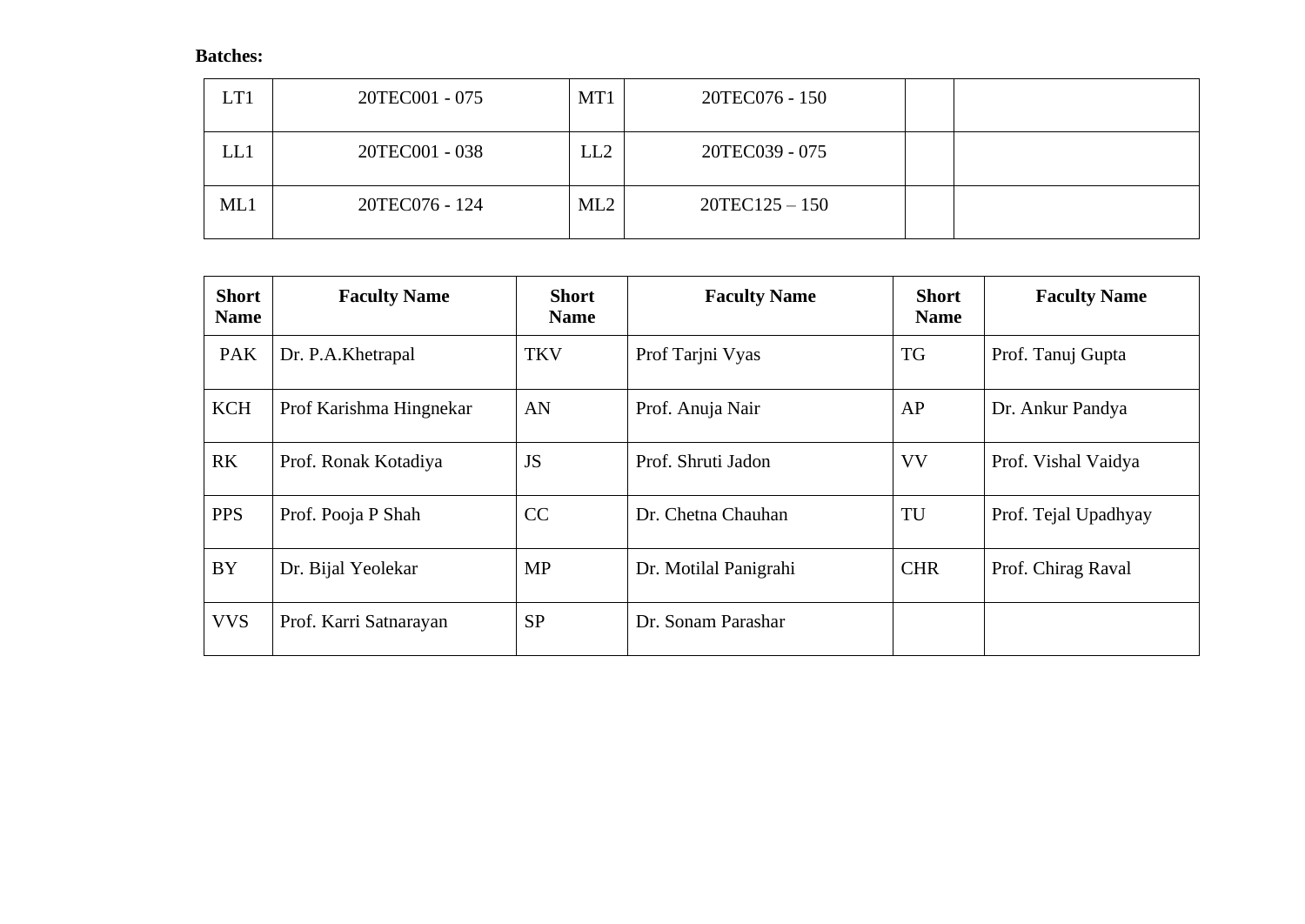**Batches:**

| LT1 | 20TEC001 - 075 | MT1 | 20TEC076 - 150 | | |
|---|---|---|---|---|---|
| LL1 | 20TEC001 - 038 | LL2 | 20TEC039 - 075 | | |
| ML1 | 20TEC076 - 124 | ML2 | 20TEC125 – 150 | | |

| Short Name | Faculty Name | Short Name | Faculty Name | Short Name | Faculty Name |
|---|---|---|---|---|---|
| PAK | Dr. P.A.Khetrapal | TKV | Prof Tarjni Vyas | TG | Prof. Tanuj Gupta |
| KCH | Prof Karishma Hingnekar | AN | Prof. Anuja Nair | AP | Dr. Ankur Pandya |
| RK | Prof. Ronak Kotadiya | JS | Prof. Shruti Jadon | VV | Prof. Vishal Vaidya |
| PPS | Prof. Pooja P Shah | CC | Dr. Chetna Chauhan | TU | Prof. Tejal Upadhyay |
| BY | Dr. Bijal Yeolekar | MP | Dr. Motilal Panigrahi | CHR | Prof. Chirag Raval |
| VVS | Prof. Karri Satnarayan | SP | Dr. Sonam Parashar | | |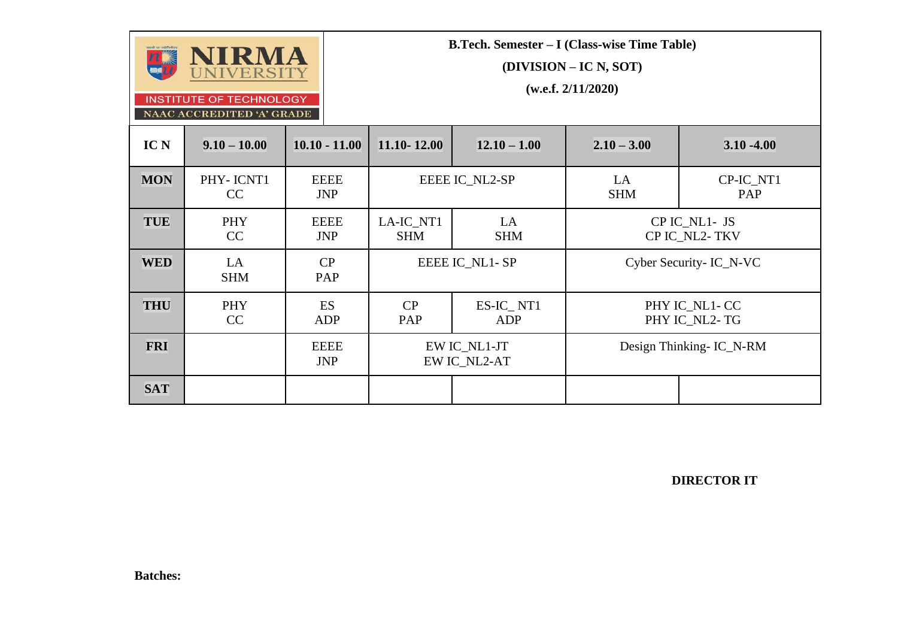NIRMA UNIVERSITY

INSTITUTE OF TECHNOLOGY

NAAC ACCREDITED 'A' GRADE

**B.Tech. Semester – I (Class-wise Time Table)**

**(DIVISION – IC N, SOT)**

**(w.e.f. 2/11/2020)**

| IC N | 9.10 – 10.00 | 10.10 - 11.00 | 11.10- 12.00 | 12.10 – 1.00 | 2.10 – 3.00 | 3.10 -4.00 |
|---|---|---|---|---|---|---|
| MON | PHY- ICNT1 CC | EEEE JNP | EEEE IC_NL2-SP | | LA SHM | CP-IC_NT1 PAP |
| TUE | PHY CC | EEEE JNP | LA-IC_NT1 SHM | LA SHM | CP IC_NL1- JS CP IC_NL2- TKV | |
| WED | LA SHM | CP PAP | EEEE IC_NL1- SP | | Cyber Security- IC_N-VC | |
| THU | PHY CC | ES ADP | CP PAP | ES-IC_ NT1 ADP | PHY IC_NL1- CC PHY IC_NL2- TG | |
| FRI | | EEEE JNP | EW IC_NL1-JT EW IC_NL2-AT | | Design Thinking- IC_N-RM | |
| SAT | | | | | | |

**DIRECTOR IT**

**Batches:**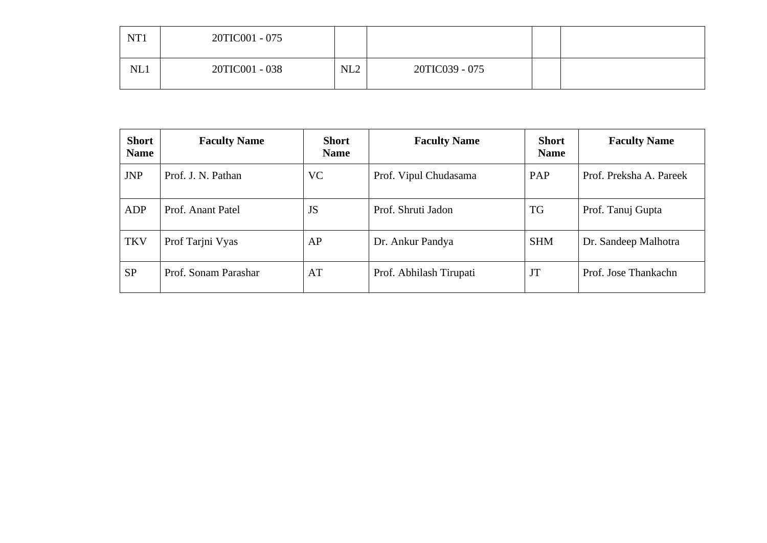| NT1 | 20TIC001 - 075 | | | | |
|---|---|---|---|---|---|
| NL1 | 20TIC001 - 038 | NL2 | 20TIC039 - 075 | | |

| Short Name | Faculty Name | Short Name | Faculty Name | Short Name | Faculty Name |
|---|---|---|---|---|---|
| JNP | Prof. J. N. Pathan | VC | Prof. Vipul Chudasama | PAP | Prof. Preksha A. Pareek |
| ADP | Prof. Anant Patel | JS | Prof. Shruti Jadon | TG | Prof. Tanuj Gupta |
| TKV | Prof Tarjni Vyas | AP | Dr. Ankur Pandya | SHM | Dr. Sandeep Malhotra |
| SP | Prof. Sonam Parashar | AT | Prof. Abhilash Tirupati | JT | Prof. Jose Thankachn |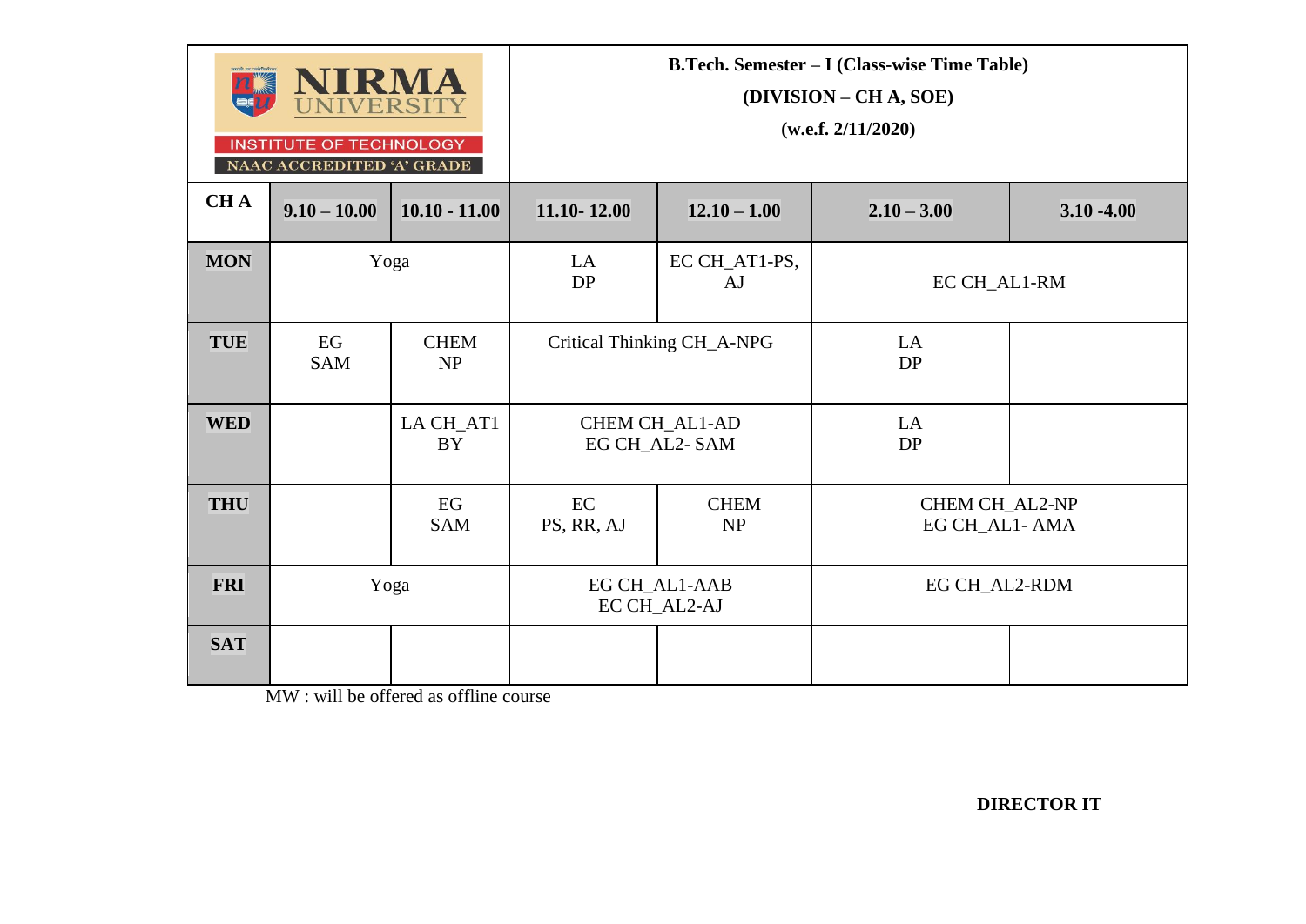**NIRMA UNIVERSITY**
**INSTITUTE OF TECHNOLOGY**
**NAAC ACCREDITED 'A' GRADE**

**B.Tech. Semester – I (Class-wise Time Table)**

**(DIVISION – CH A, SOE)**

**(w.e.f. 2/11/2020)**

| CH A | 9.10 – 10.00 | 10.10 - 11.00 | 11.10- 12.00 | 12.10 – 1.00 | 2.10 – 3.00 | 3.10 -4.00 |
|---|---|---|---|---|---|---|
| MON | Yoga | | LA DP | EC CH_AT1-PS, AJ | EC CH_AL1-RM | |
| TUE | EG SAM | CHEM NP | Critical Thinking CH_A-NPG | | LA DP | |
| WED | | LA CH_AT1 BY | CHEM CH_AL1-AD EG CH_AL2- SAM | | LA DP | |
| THU | | EG SAM | EC PS, RR, AJ | CHEM NP | CHEM CH_AL2-NP EG CH_AL1- AMA | |
| FRI | Yoga | | EG CH_AL1-AAB EC CH_AL2-AJ | | EG CH_AL2-RDM | |
| SAT | | | | | | |

MW : will be offered as offline course

**DIRECTOR IT**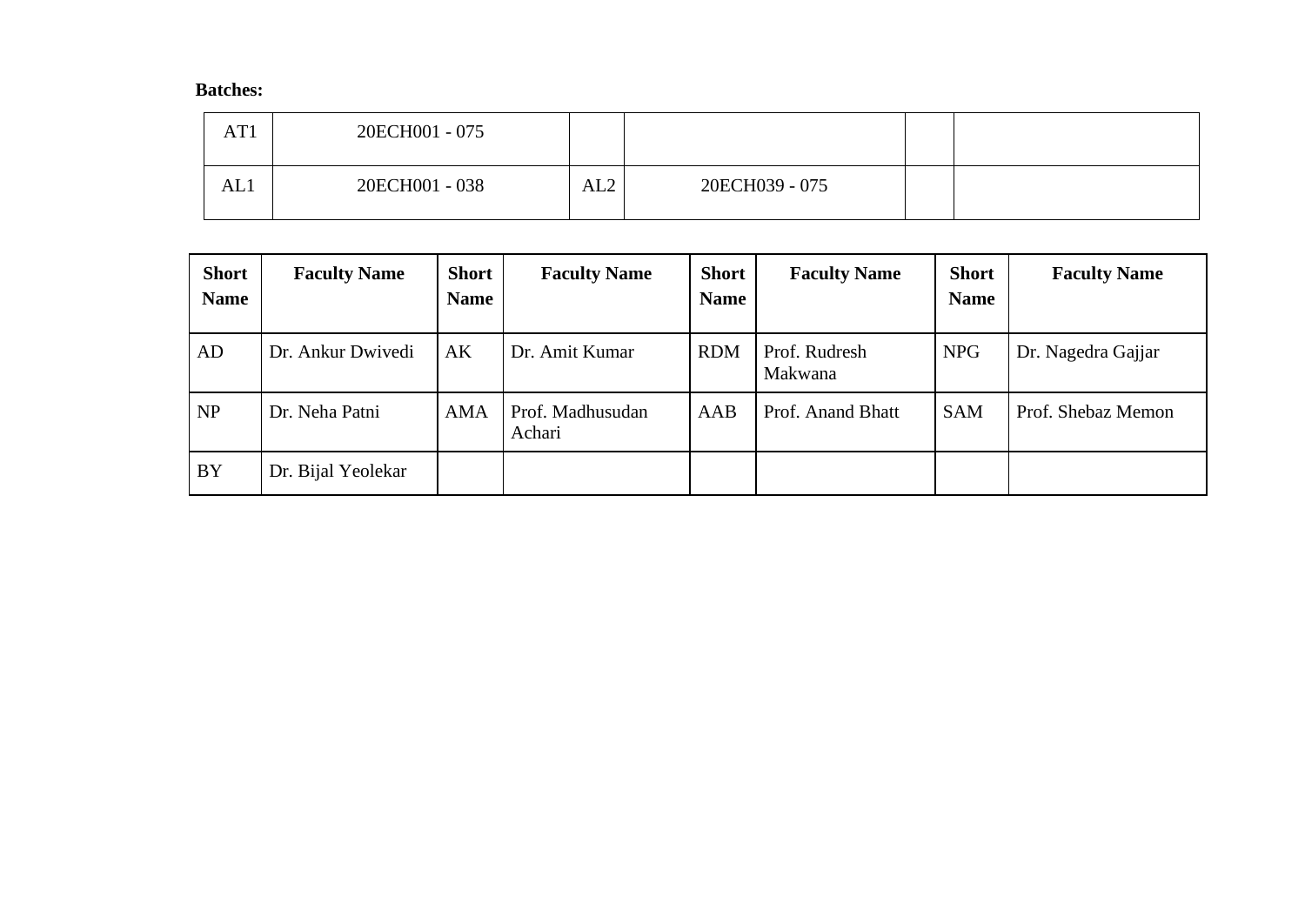**Batches:**

| | | | | | |
|---|---|---|---|---|---|
| AT1 | 20ECH001 - 075 | | | | |
| AL1 | 20ECH001 - 038 | AL2 | 20ECH039 - 075 | | |

| Short Name | Faculty Name | Short Name | Faculty Name | Short Name | Faculty Name | Short Name | Faculty Name |
|---|---|---|---|---|---|---|---|
| AD | Dr. Ankur Dwivedi | AK | Dr. Amit Kumar | RDM | Prof. Rudresh Makwana | NPG | Dr. Nagedra Gajjar |
| NP | Dr. Neha Patni | AMA | Prof. Madhusudan Achari | AAB | Prof. Anand Bhatt | SAM | Prof. Shebaz Memon |
| BY | Dr. Bijal Yeolekar | | | | | | |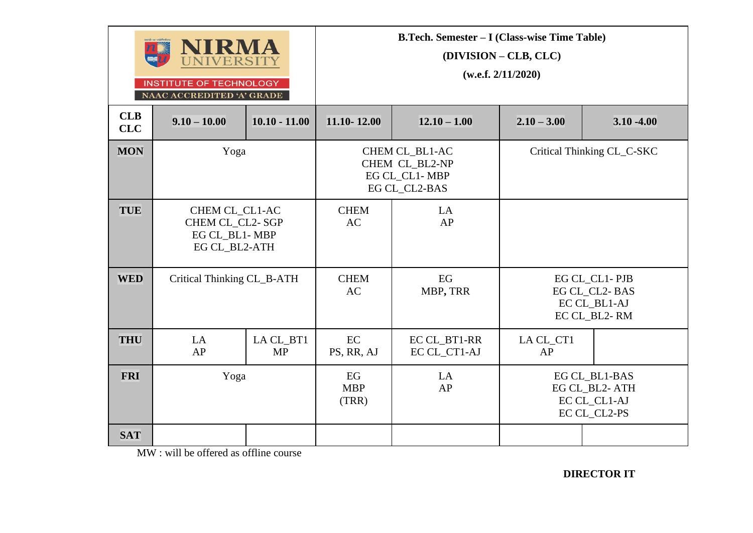NIRMA UNIVERSITY

INSTITUTE OF TECHNOLOGY

NAAC ACCREDITED 'A' GRADE

**B.Tech. Semester – I (Class-wise Time Table)**

**(DIVISION – CLB, CLC)**

**(w.e.f. 2/11/2020)**

| CLB CLC | 9.10 – 10.00 | 10.10 - 11.00 | 11.10- 12.00 | 12.10 – 1.00 | 2.10 – 3.00 | 3.10 -4.00 |
|---|---|---|---|---|---|---|
| MON | Yoga | | CHEM CL_BL1-AC<br>CHEM CL_BL2-NP<br>EG CL_CL1- MBP<br>EG CL_CL2-BAS | | Critical Thinking CL_C-SKC | |
| TUE | CHEM CL_CL1-AC<br>CHEM CL_CL2- SGP<br>EG CL_BL1- MBP<br>EG CL_BL2-ATH | | CHEM<br>AC | LA<br>AP | | |
| WED | Critical Thinking CL_B-ATH | | CHEM<br>AC | EG<br>MBP, TRR | EG CL_CL1- PJB<br>EG CL_CL2- BAS<br>EC CL_BL1-AJ<br>EC CL_BL2- RM | |
| THU | LA<br>AP | LA CL_BT1<br>MP | EC<br>PS, RR, AJ | EC CL_BT1-RR<br>EC CL_CT1-AJ | LA CL_CT1<br>AP | |
| FRI | Yoga | | EG<br>MBP<br>(TRR) | LA<br>AP | EG CL_BL1-BAS<br>EG CL_BL2- ATH<br>EC CL_CL1-AJ<br>EC CL_CL2-PS | |
| SAT | | | | | | |

MW : will be offered as offline course

**DIRECTOR IT**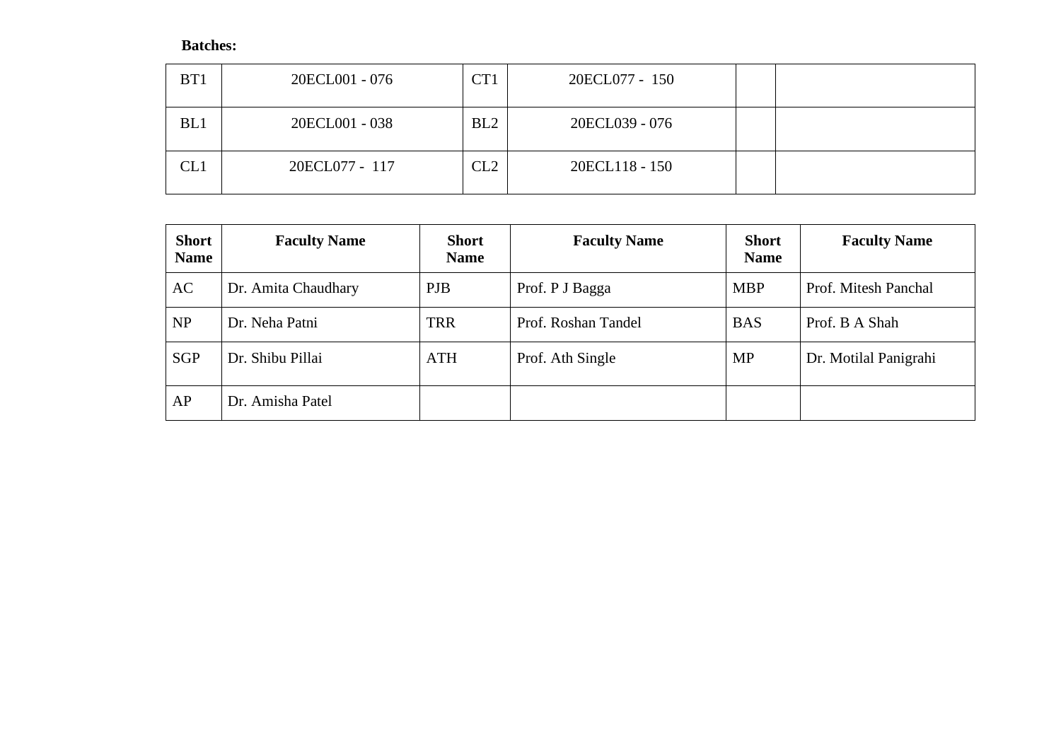**Batches:**

| | | | | | |
|---|---|---|---|---|---|
| BT1 | 20ECL001 - 076 | CT1 | 20ECL077 - 150 | | |
| BL1 | 20ECL001 - 038 | BL2 | 20ECL039 - 076 | | |
| CL1 | 20ECL077 - 117 | CL2 | 20ECL118 - 150 | | |

| Short Name | Faculty Name | Short Name | Faculty Name | Short Name | Faculty Name |
|---|---|---|---|---|---|
| AC | Dr. Amita Chaudhary | PJB | Prof. P J Bagga | MBP | Prof. Mitesh Panchal |
| NP | Dr. Neha Patni | TRR | Prof. Roshan Tandel | BAS | Prof. B A Shah |
| SGP | Dr. Shibu Pillai | ATH | Prof. Ath Single | MP | Dr. Motilal Panigrahi |
| AP | Dr. Amisha Patel | | | | |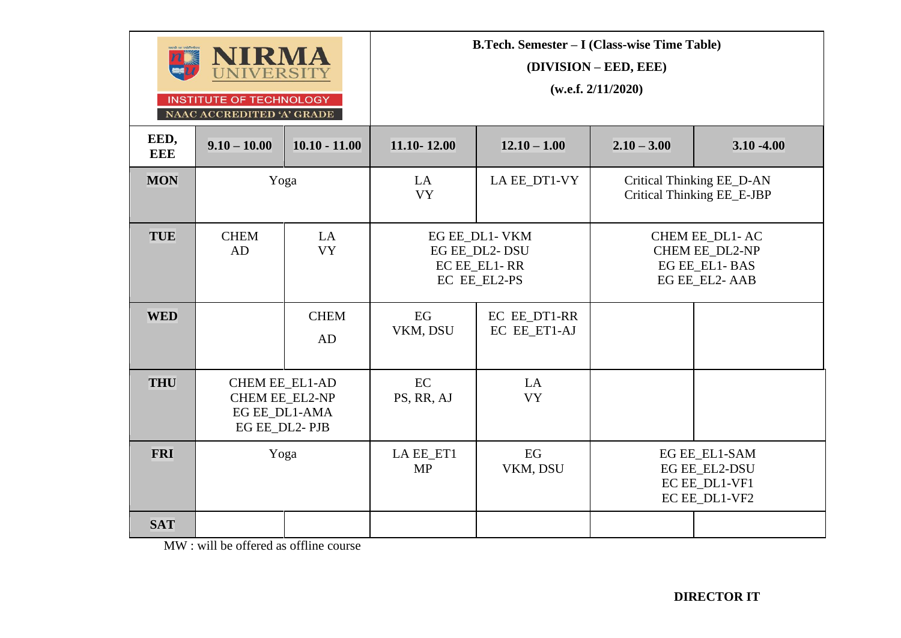NIRMA UNIVERSITY

INSTITUTE OF TECHNOLOGY

NAAC ACCREDITED 'A' GRADE

**B.Tech. Semester – I (Class-wise Time Table)**

**(DIVISION – EED, EEE)**

**(w.e.f. 2/11/2020)**

| EED, EEE | 9.10 – 10.00 | 10.10 - 11.00 | 11.10- 12.00 | 12.10 – 1.00 | 2.10 – 3.00 | 3.10 -4.00 |
|---|---|---|---|---|---|---|
| **MON** | Yoga | | LA VY | LA EE_DT1-VY | Critical Thinking EE_D-AN Critical Thinking EE_E-JBP | |
| **TUE** | CHEM AD | LA VY | EG EE_DL1- VKM EG EE_DL2- DSU EC EE_EL1- RR EC EE_EL2-PS | | CHEM EE_DL1- AC CHEM EE_DL2-NP EG EE_EL1- BAS EG EE_EL2- AAB | |
| **WED** | | CHEM AD | EG VKM, DSU | EC EE_DT1-RR EC EE_ET1-AJ | | |
| **THU** | CHEM EE_EL1-AD CHEM EE_EL2-NP EG EE_DL1-AMA EG EE_DL2- PJB | | EC PS, RR, AJ | LA VY | | |
| **FRI** | Yoga | | LA EE_ET1 MP | EG VKM, DSU | EG EE_EL1-SAM EG EE_EL2-DSU EC EE_DL1-VF1 EC EE_DL1-VF2 | |
| **SAT** | | | | | | |

MW : will be offered as offline course

**DIRECTOR IT**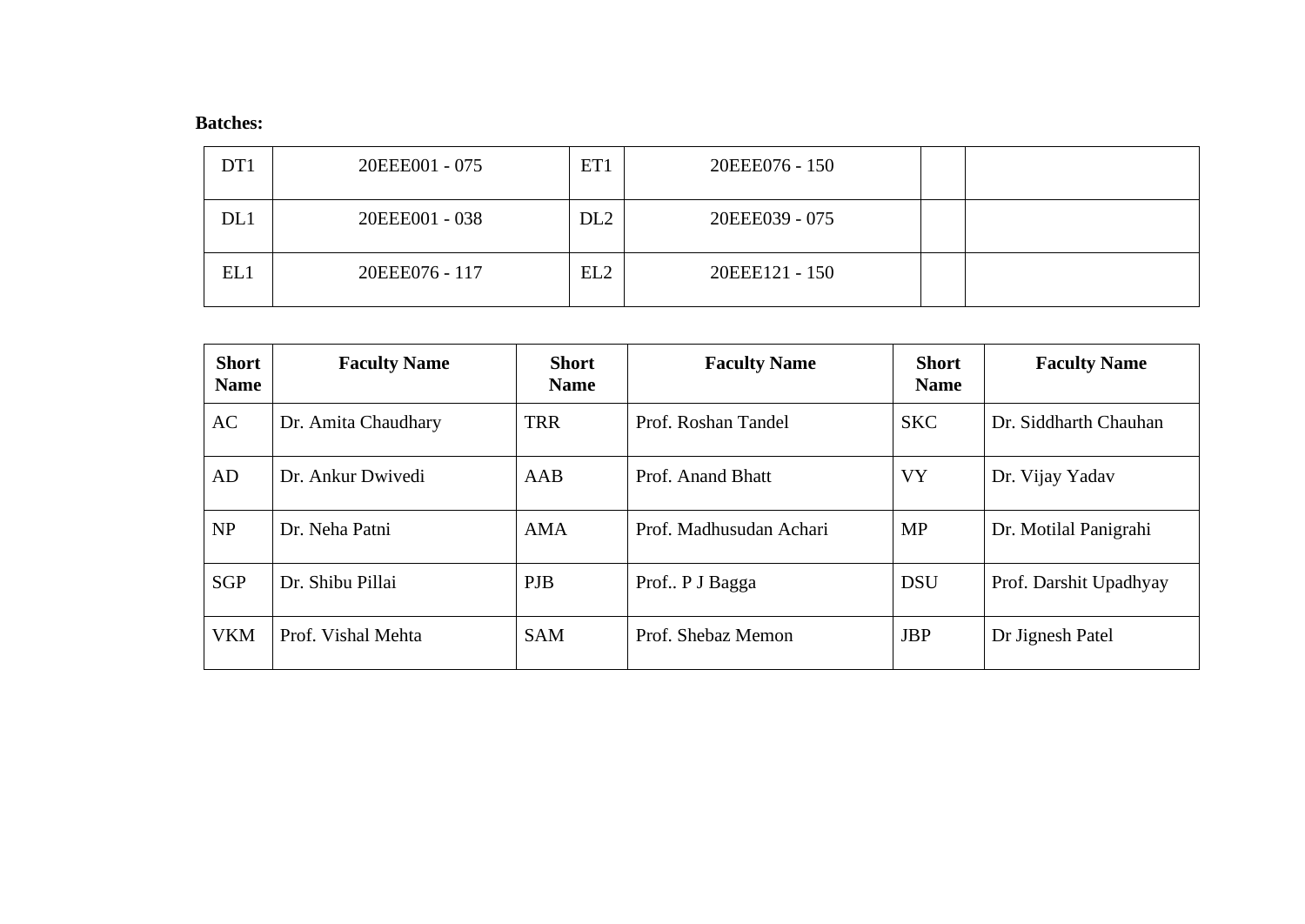**Batches:**

| DT1 | 20EEE001 - 075 | ET1 | 20EEE076 - 150 | | |
|---|---|---|---|---|---|
| DL1 | 20EEE001 - 038 | DL2 | 20EEE039 - 075 | | |
| EL1 | 20EEE076 - 117 | EL2 | 20EEE121 - 150 | | |

| Short Name | Faculty Name | Short Name | Faculty Name | Short Name | Faculty Name |
|---|---|---|---|---|---|
| AC | Dr. Amita Chaudhary | TRR | Prof. Roshan Tandel | SKC | Dr. Siddharth Chauhan |
| AD | Dr. Ankur Dwivedi | AAB | Prof. Anand Bhatt | VY | Dr. Vijay Yadav |
| NP | Dr. Neha Patni | AMA | Prof. Madhusudan Achari | MP | Dr. Motilal Panigrahi |
| SGP | Dr. Shibu Pillai | PJB | Prof.. P J Bagga | DSU | Prof. Darshit Upadhyay |
| VKM | Prof. Vishal Mehta | SAM | Prof. Shebaz Memon | JBP | Dr Jignesh Patel |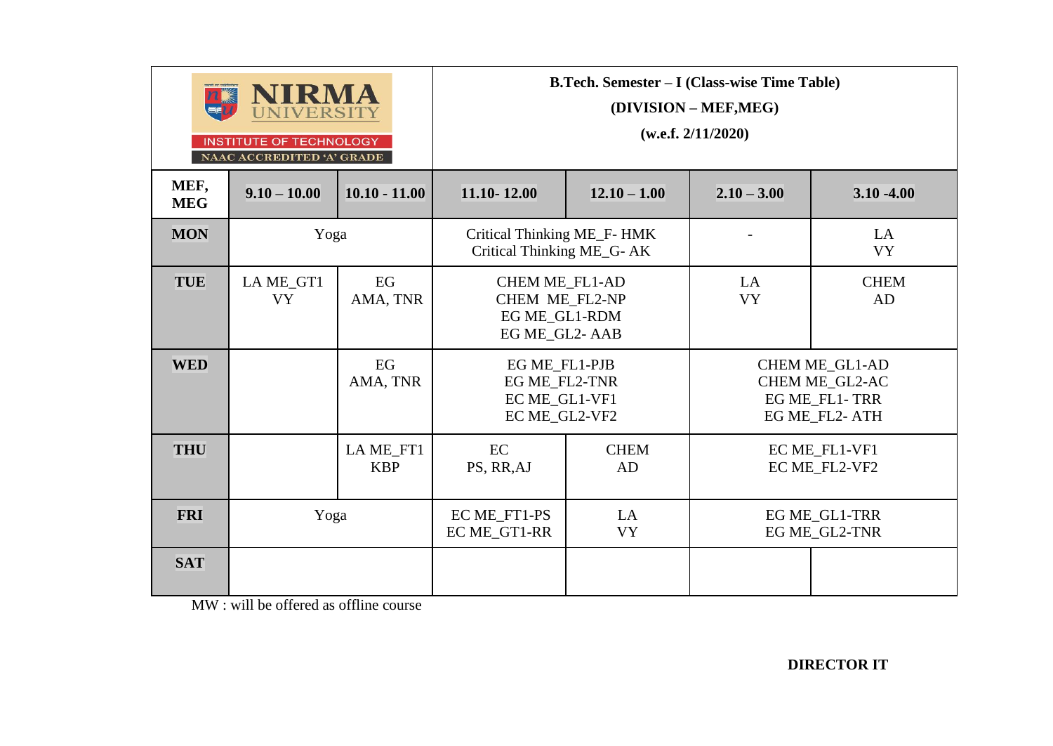NIRMA UNIVERSITY
INSTITUTE OF TECHNOLOGY
NAAC ACCREDITED 'A' GRADE

**B.Tech. Semester – I (Class-wise Time Table)**

**(DIVISION – MEF,MEG)**

**(w.e.f. 2/11/2020)**

| MEF, MEG | 9.10 – 10.00 | 10.10 - 11.00 | 11.10- 12.00 | 12.10 – 1.00 | 2.10 – 3.00 | 3.10 -4.00 |
|---|---|---|---|---|---|---|
| MON | Yoga | | Critical Thinking ME_F- HMK<br>Critical Thinking ME_G- AK | | - | LA<br>VY |
| TUE | LA ME_GT1<br>VY | EG<br>AMA, TNR | CHEM ME_FL1-AD<br>CHEM ME_FL2-NP<br>EG ME_GL1-RDM<br>EG ME_GL2- AAB | | LA<br>VY | CHEM<br>AD |
| WED | | EG<br>AMA, TNR | EG ME_FL1-PJB<br>EG ME_FL2-TNR<br>EC ME_GL1-VF1<br>EC ME_GL2-VF2 | | CHEM ME_GL1-AD<br>CHEM ME_GL2-AC<br>EG ME_FL1- TRR<br>EG ME_FL2- ATH | |
| THU | | LA ME_FT1<br>KBP | EC<br>PS, RR,AJ | CHEM<br>AD | EC ME_FL1-VF1<br>EC ME_FL2-VF2 | |
| FRI | Yoga | | EC ME_FT1-PS<br>EC ME_GT1-RR | LA<br>VY | EG ME_GL1-TRR<br>EG ME_GL2-TNR | |
| SAT | | | | | | |

MW : will be offered as offline course

**DIRECTOR IT**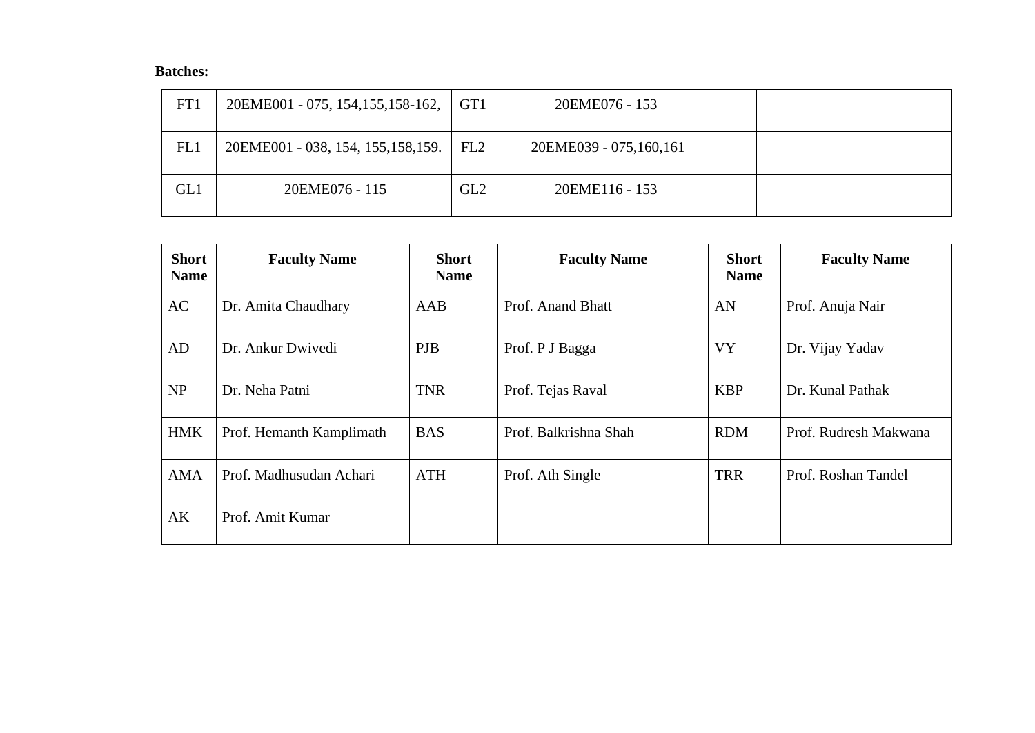**Batches:**

| | | | | | |
|---|---|---|---|---|---|
| FT1 | 20EME001 - 075, 154,155,158-162, | GT1 | 20EME076 - 153 | | |
| FL1 | 20EME001 - 038, 154, 155,158,159. | FL2 | 20EME039 - 075,160,161 | | |
| GL1 | 20EME076 - 115 | GL2 | 20EME116 - 153 | | |

| Short Name | Faculty Name | Short Name | Faculty Name | Short Name | Faculty Name |
|---|---|---|---|---|---|
| AC | Dr. Amita Chaudhary | AAB | Prof. Anand Bhatt | AN | Prof. Anuja Nair |
| AD | Dr. Ankur Dwivedi | PJB | Prof. P J Bagga | VY | Dr. Vijay Yadav |
| NP | Dr. Neha Patni | TNR | Prof. Tejas Raval | KBP | Dr. Kunal Pathak |
| HMK | Prof. Hemanth Kamplimath | BAS | Prof. Balkrishna Shah | RDM | Prof. Rudresh Makwana |
| AMA | Prof. Madhusudan Achari | ATH | Prof. Ath Single | TRR | Prof. Roshan Tandel |
| AK | Prof. Amit Kumar | | | | |